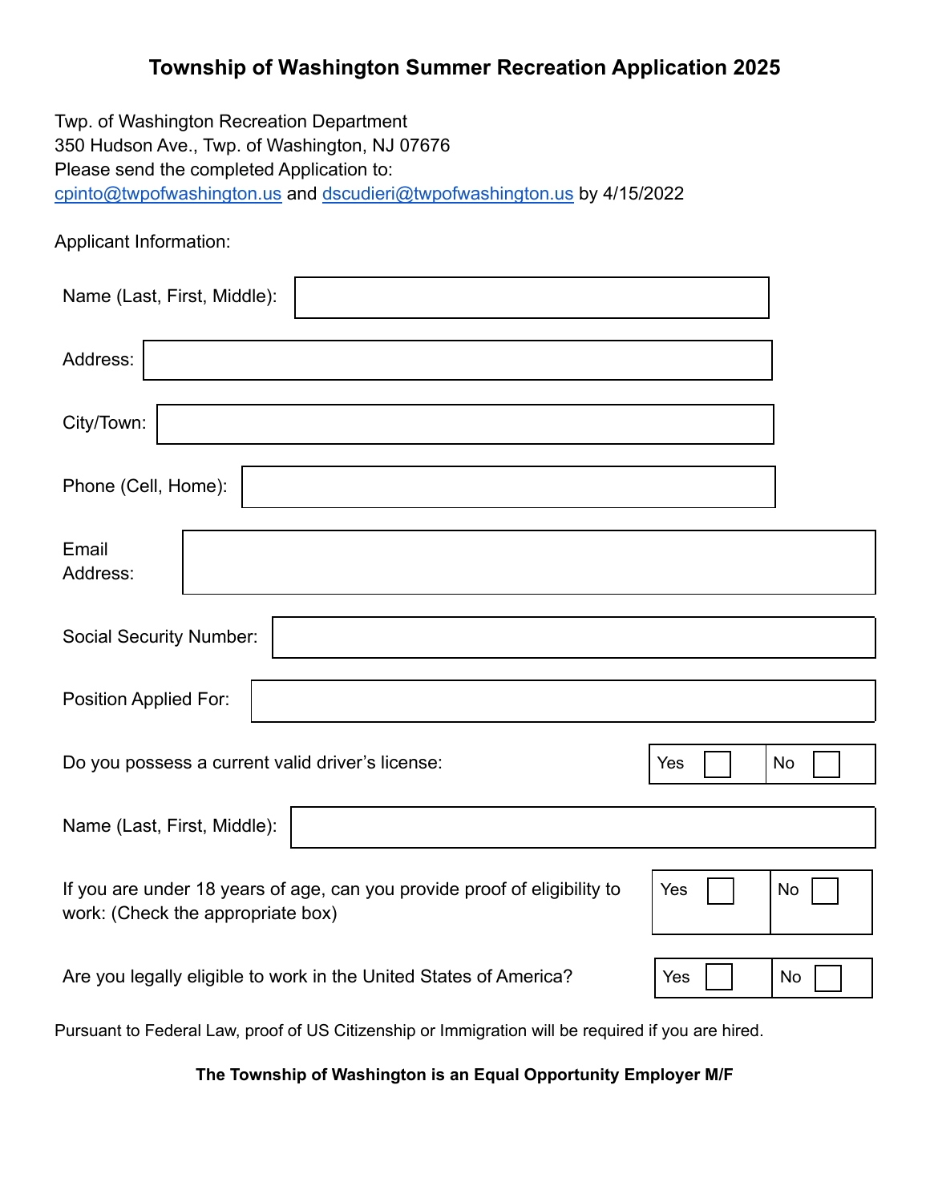# Township of Washington Summer Recreation Application 2025

Twp. of Washington Recreation Department
350 Hudson Ave., Twp. of Washington, NJ 07676
Please send the completed Application to:
cpinto@twpofwashington.us and dscudieri@twpofwashington.us by 4/15/2022

Applicant Information:

| | |
|---|---|
| Name (Last, First, Middle): | |
| Address: | |
| City/Town: | |
| Phone (Cell, Home): | |
| Email Address: | |
| Social Security Number: | |
| Position Applied For: | |

| | | |
|---|---|---|
| Do you possess a current valid driver's license: | Yes ☐ | No ☐ |

| | |
|---|---|
| Name (Last, First, Middle): | |

| | | |
|---|---|---|
| If you are under 18 years of age, can you provide proof of eligibility to work: (Check the appropriate box) | Yes ☐ | No ☐ |
| Are you legally eligible to work in the United States of America? | Yes ☐ | No ☐ |

Pursuant to Federal Law, proof of US Citizenship or Immigration will be required if you are hired.

**The Township of Washington is an Equal Opportunity Employer M/F**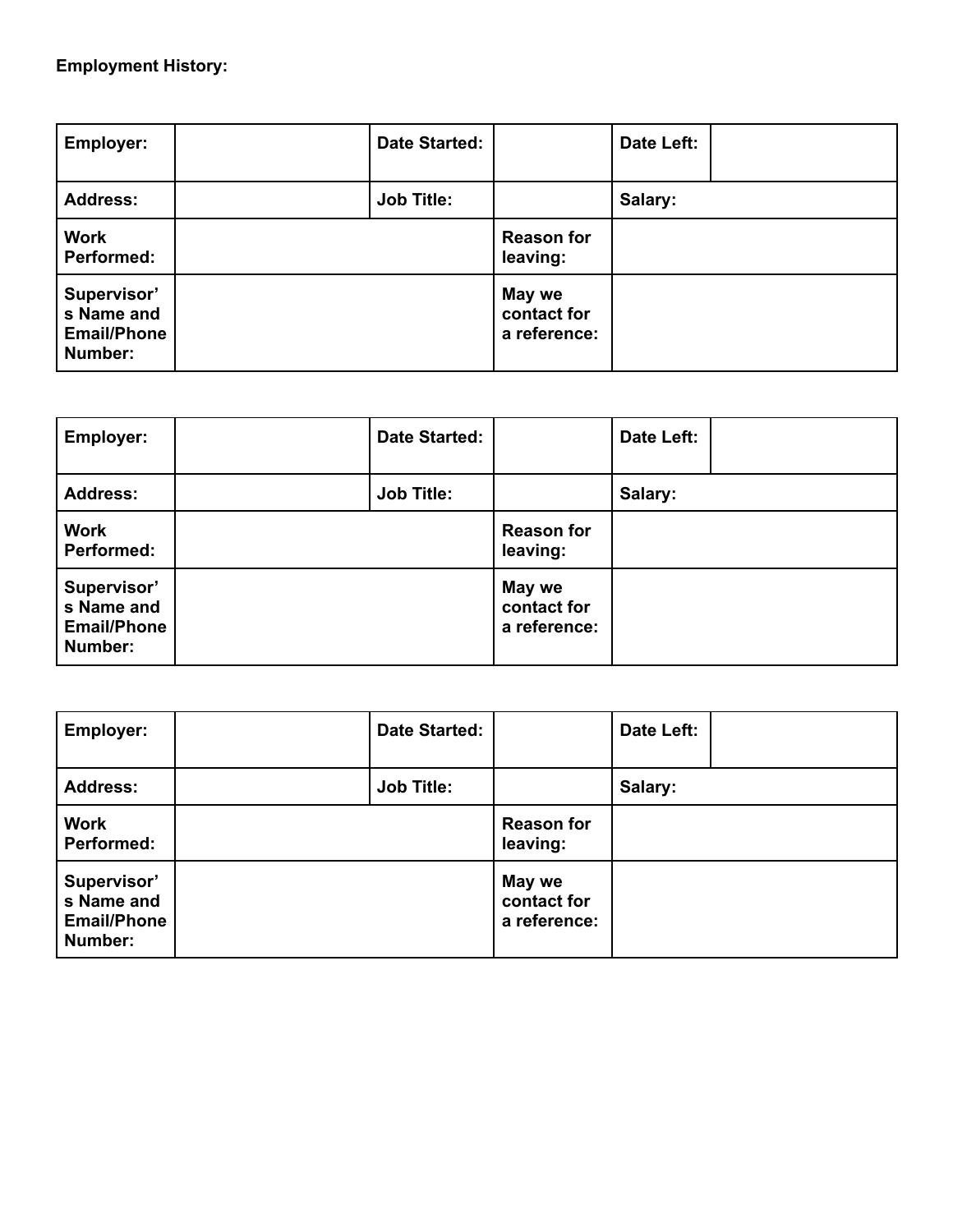**Employment History:**

| Employer: | | Date Started: | | Date Left: | |
|---|---|---|---|---|---|
| Address: | | Job Title: | | Salary: | |
| Work Performed: | | | Reason for leaving: | | |
| Supervisor's Name and Email/Phone Number: | | | May we contact for a reference: | | |

| Employer: | | Date Started: | | Date Left: | |
|---|---|---|---|---|---|
| Address: | | Job Title: | | Salary: | |
| Work Performed: | | | Reason for leaving: | | |
| Supervisor's Name and Email/Phone Number: | | | May we contact for a reference: | | |

| Employer: | | Date Started: | | Date Left: | |
|---|---|---|---|---|---|
| Address: | | Job Title: | | Salary: | |
| Work Performed: | | | Reason for leaving: | | |
| Supervisor's Name and Email/Phone Number: | | | May we contact for a reference: | | |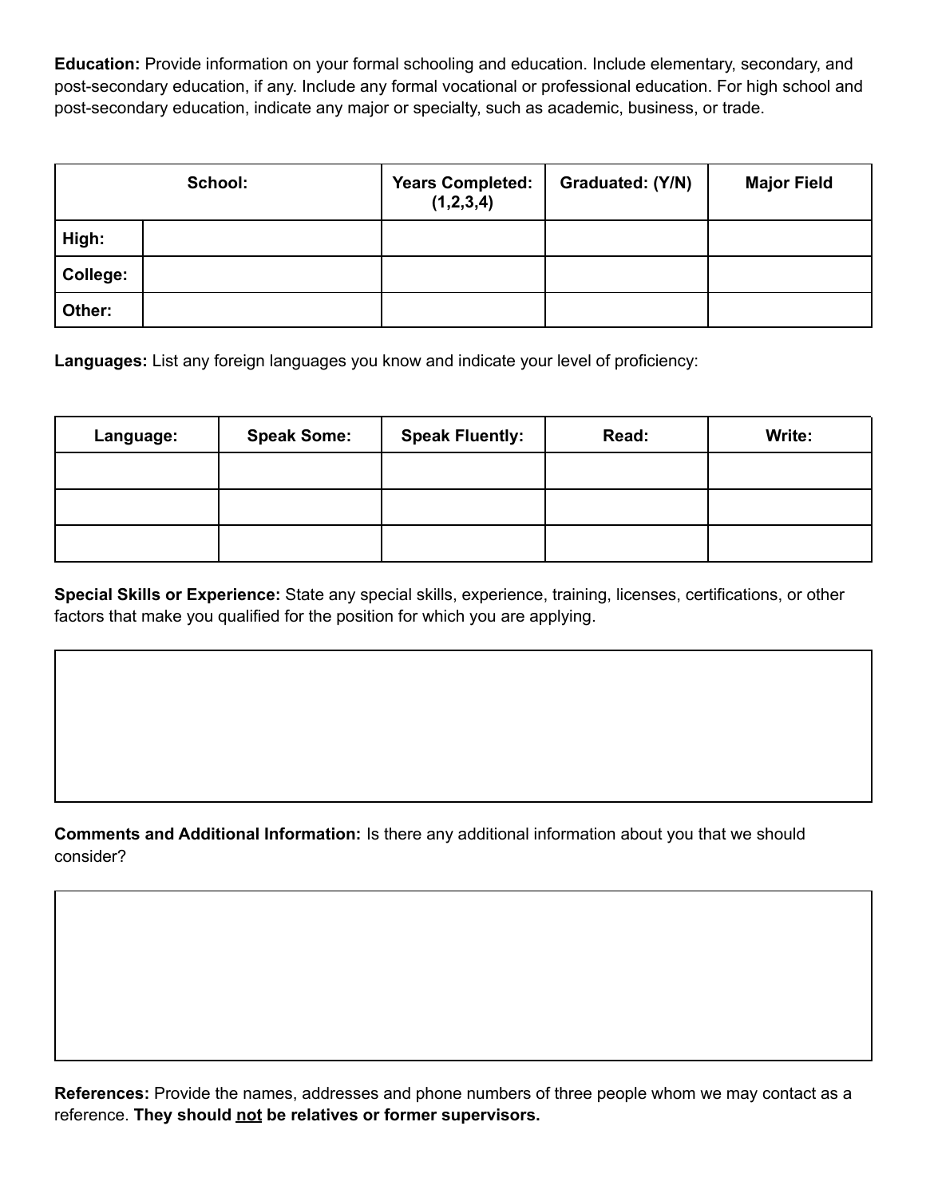**Education:** Provide information on your formal schooling and education. Include elementary, secondary, and post-secondary education, if any. Include any formal vocational or professional education. For high school and post-secondary education, indicate any major or specialty, such as academic, business, or trade.

| School: | | Years Completed: (1,2,3,4) | Graduated: (Y/N) | Major Field |
|---|---|---|---|---|
| **High:** | | | | |
| **College:** | | | | |
| **Other:** | | | | |

**Languages:** List any foreign languages you know and indicate your level of proficiency:

| Language: | Speak Some: | Speak Fluently: | Read: | Write: |
|---|---|---|---|---|
| | | | | |
| | | | | |
| | | | | |

**Special Skills or Experience:** State any special skills, experience, training, licenses, certifications, or other factors that make you qualified for the position for which you are applying.

| |
|---|
| |

**Comments and Additional Information:** Is there any additional information about you that we should consider?

| |
|---|
| |

**References:** Provide the names, addresses and phone numbers of three people whom we may contact as a reference. **They should <u>not</u> be relatives or former supervisors.**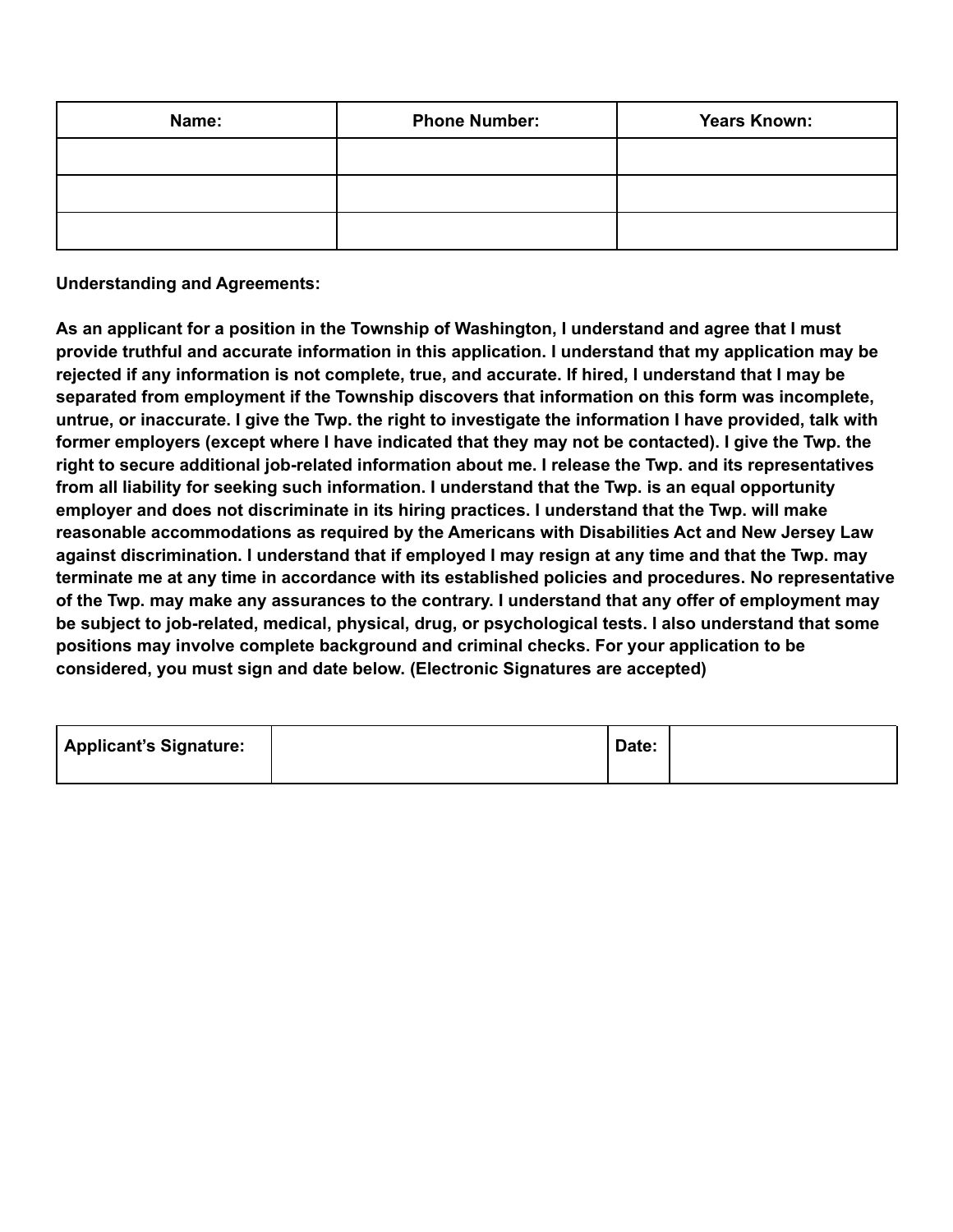| Name: | Phone Number: | Years Known: |
| --- | --- | --- |
| | | |
| | | |
| | | |

**Understanding and Agreements:**

**As an applicant for a position in the Township of Washington, I understand and agree that I must provide truthful and accurate information in this application. I understand that my application may be rejected if any information is not complete, true, and accurate. If hired, I understand that I may be separated from employment if the Township discovers that information on this form was incomplete, untrue, or inaccurate. I give the Twp. the right to investigate the information I have provided, talk with former employers (except where I have indicated that they may not be contacted). I give the Twp. the right to secure additional job-related information about me. I release the Twp. and its representatives from all liability for seeking such information. I understand that the Twp. is an equal opportunity employer and does not discriminate in its hiring practices. I understand that the Twp. will make reasonable accommodations as required by the Americans with Disabilities Act and New Jersey Law against discrimination. I understand that if employed I may resign at any time and that the Twp. may terminate me at any time in accordance with its established policies and procedures. No representative of the Twp. may make any assurances to the contrary. I understand that any offer of employment may be subject to job-related, medical, physical, drug, or psychological tests. I also understand that some positions may involve complete background and criminal checks. For your application to be considered, you must sign and date below. (Electronic Signatures are accepted)**

| | | | |
| --- | --- | --- | --- |
| **Applicant's Signature:** | | **Date:** | |